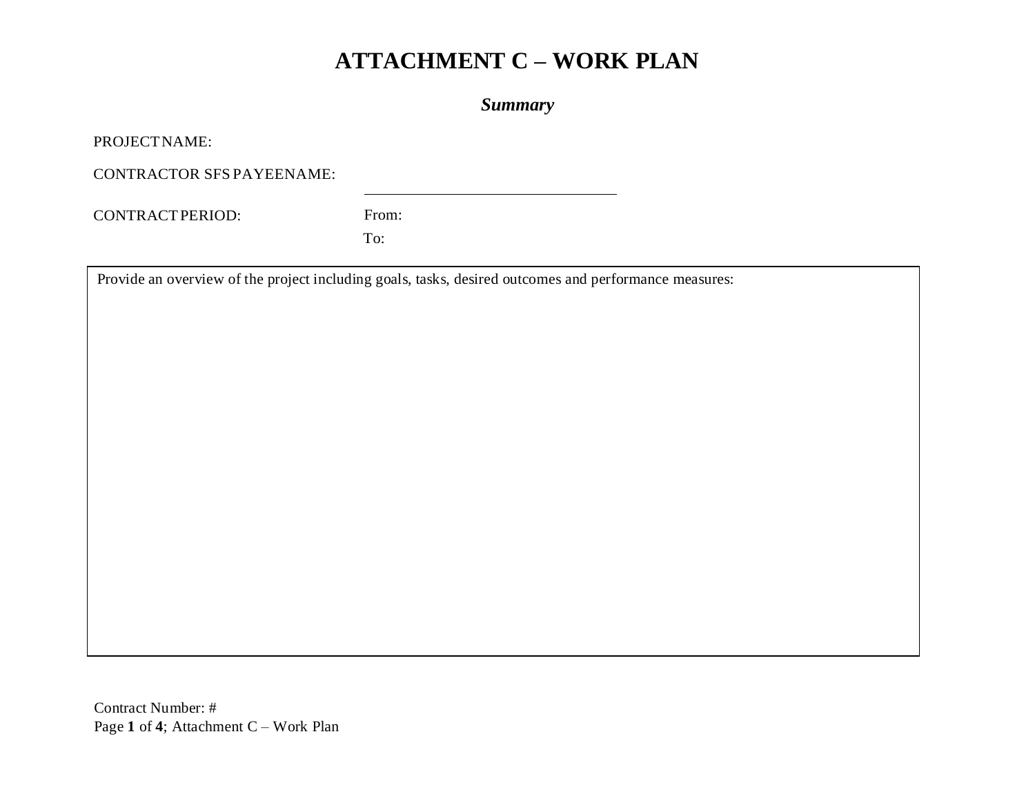# ATTACHMENT C – WORK PLAN

***Summary***

PROJECT NAME:

CONTRACTOR SFS PAYEENAME: \_\_\_\_\_\_\_\_\_\_\_\_\_\_\_\_\_\_\_\_\_\_\_\_\_\_\_\_\_\_\_\_

CONTRACT PERIOD: From:

To:

| Provide an overview of the project including goals, tasks, desired outcomes and performance measures: |
|---|
| |

Contract Number: #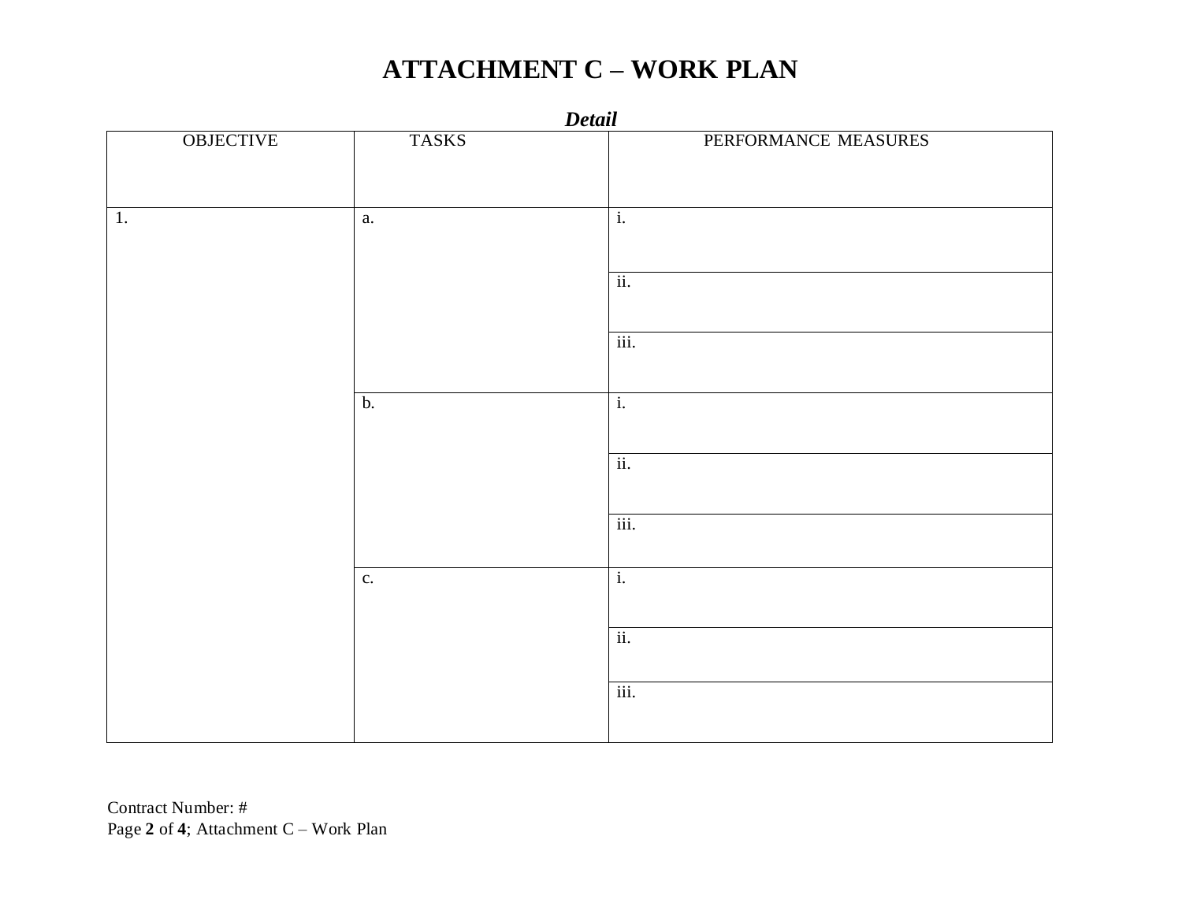# ATTACHMENT C – WORK PLAN

***Detail***

| OBJECTIVE | TASKS | PERFORMANCE MEASURES |
|---|---|---|
| 1. | a. | i. |
| | | ii. |
| | | iii. |
| | b. | i. |
| | | ii. |
| | | iii. |
| | c. | i. |
| | | ii. |
| | | iii. |

Contract Number: #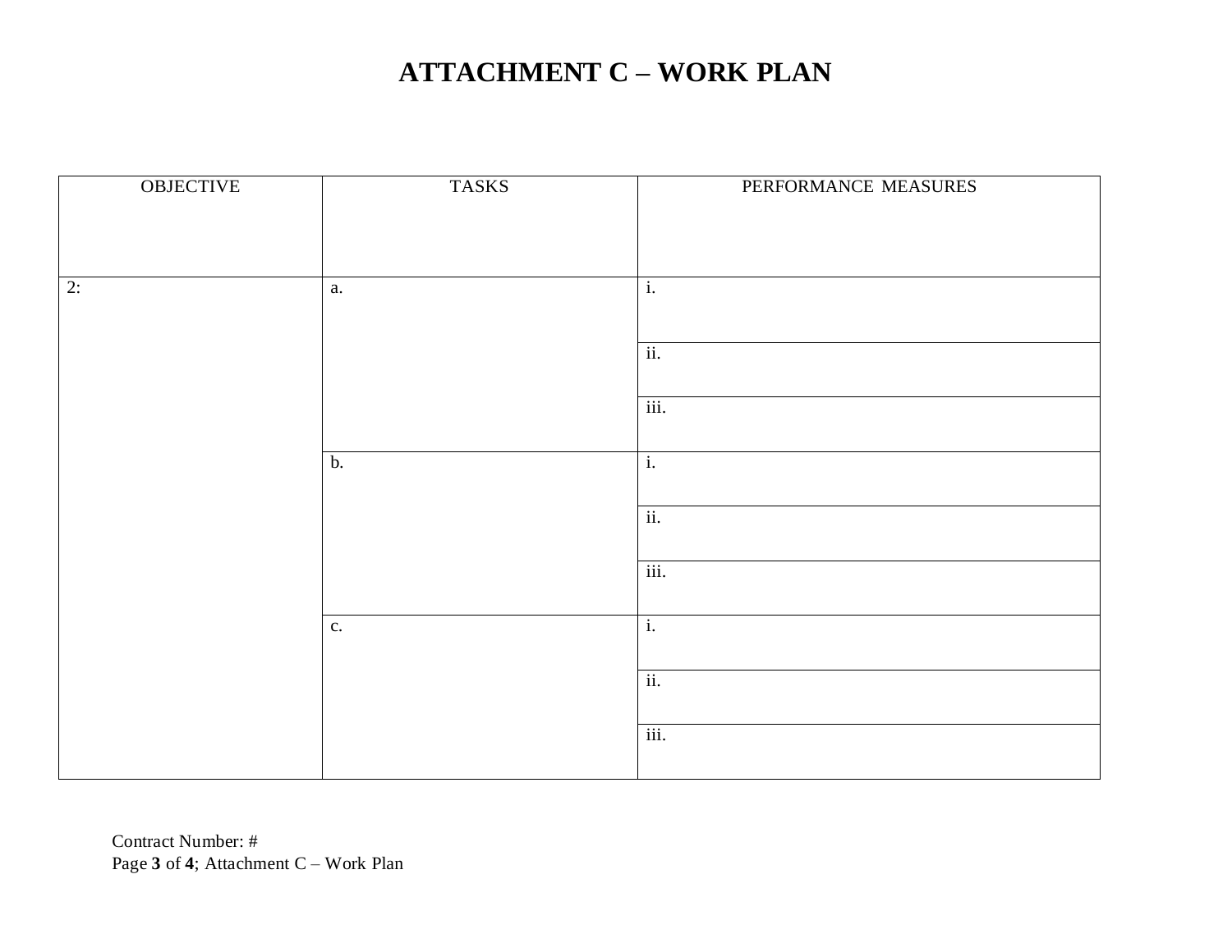# ATTACHMENT C – WORK PLAN

| OBJECTIVE | TASKS | PERFORMANCE MEASURES |
|---|---|---|
| 2: | a. | i. |
| | | ii. |
| | | iii. |
| | b. | i. |
| | | ii. |
| | | iii. |
| | c. | i. |
| | | ii. |
| | | iii. |

Contract Number: #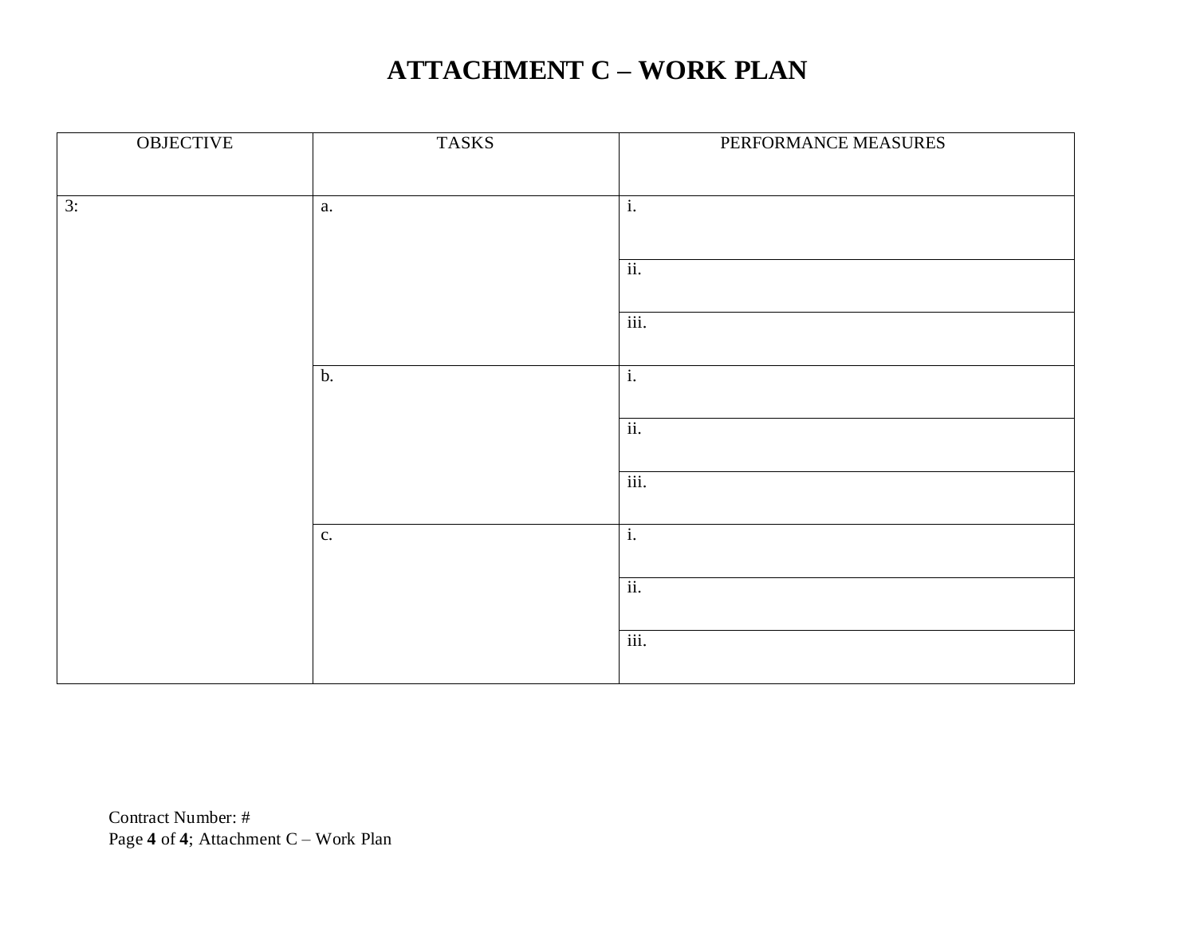# ATTACHMENT C – WORK PLAN

| OBJECTIVE | TASKS | PERFORMANCE MEASURES |
|---|---|---|
| 3: | a. | i. |
| | | ii. |
| | | iii. |
| | b. | i. |
| | | ii. |
| | | iii. |
| | c. | i. |
| | | ii. |
| | | iii. |

Contract Number: #
Page **4** of **4**; Attachment C – Work Plan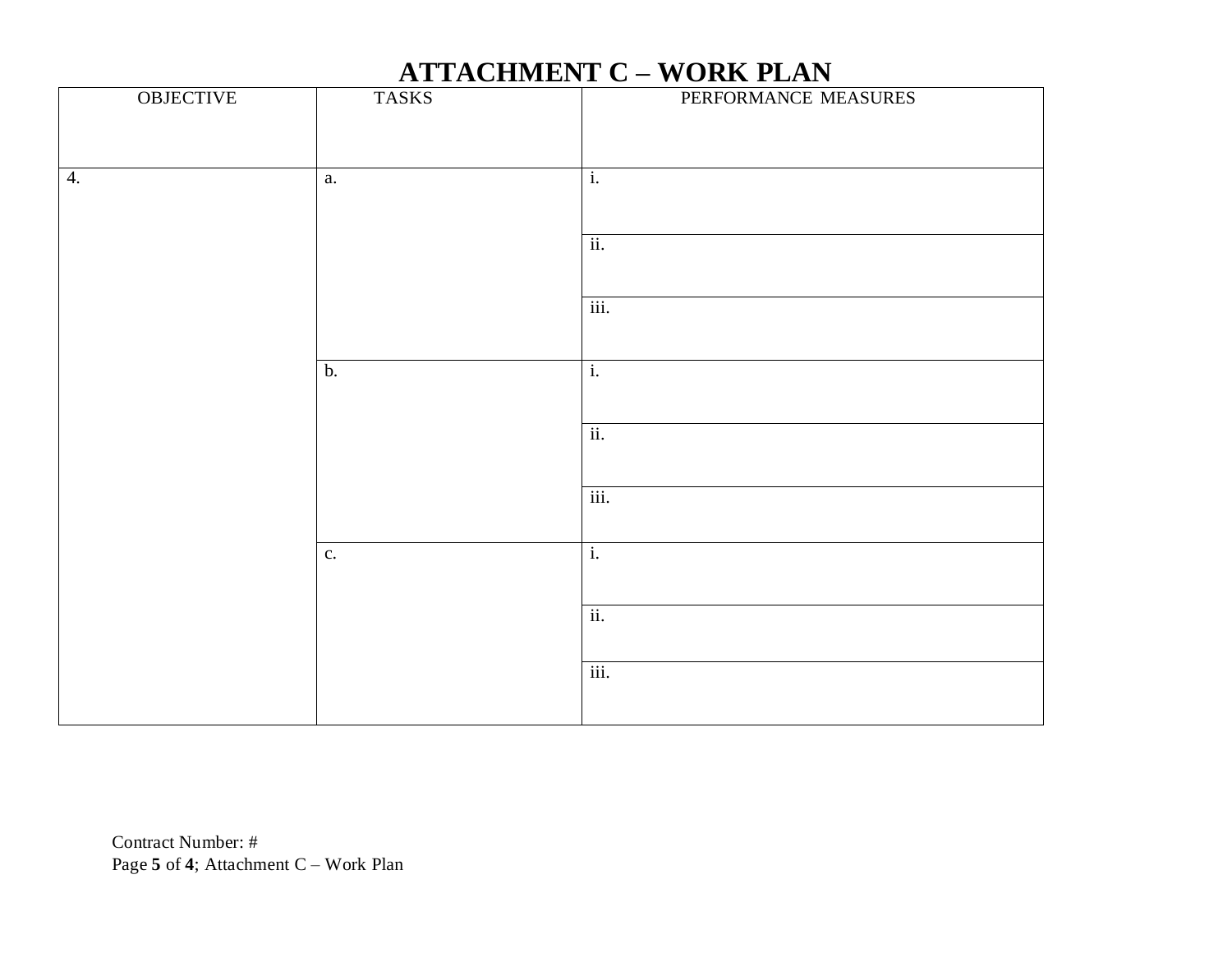# ATTACHMENT C – WORK PLAN

| OBJECTIVE | TASKS | PERFORMANCE MEASURES |
| --- | --- | --- |
| 4. | a. | i. |
| | | ii. |
| | | iii. |
| | b. | i. |
| | | ii. |
| | | iii. |
| | c. | i. |
| | | ii. |
| | | iii. |

Contract Number: #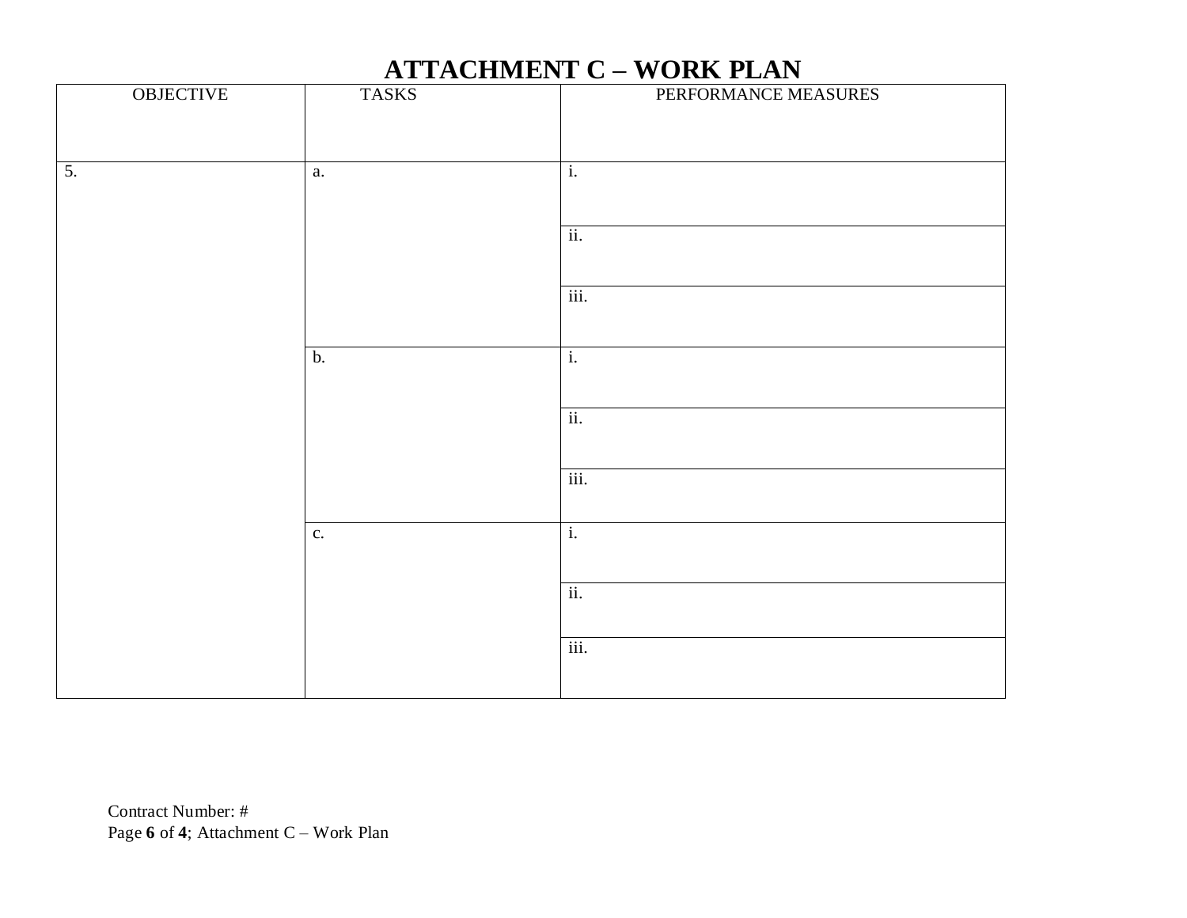# ATTACHMENT C – WORK PLAN

| OBJECTIVE | TASKS | PERFORMANCE MEASURES |
|---|---|---|
| 5. | a. | i. |
| | | ii. |
| | | iii. |
| | b. | i. |
| | | ii. |
| | | iii. |
| | c. | i. |
| | | ii. |
| | | iii. |

Contract Number: #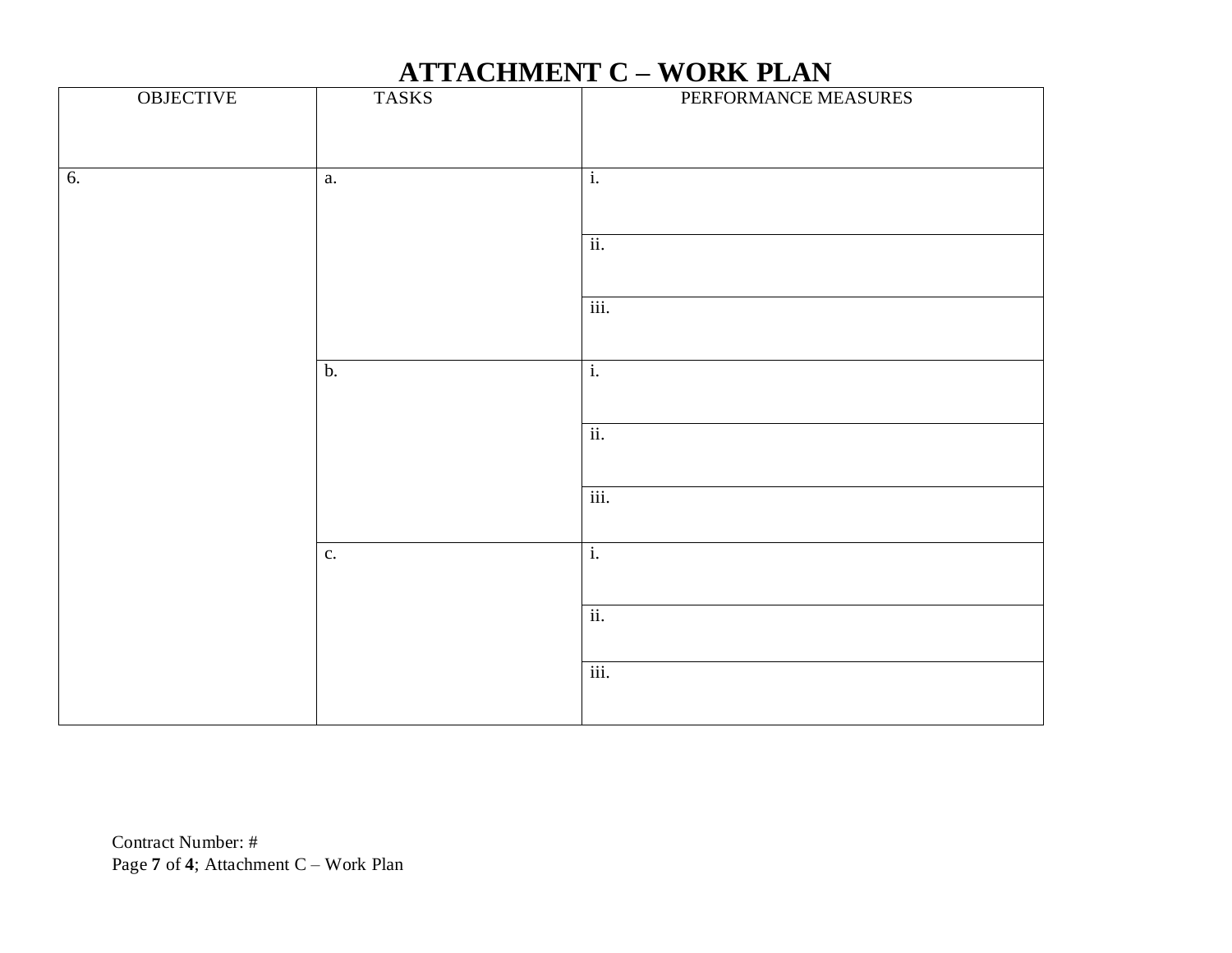# ATTACHMENT C – WORK PLAN

| OBJECTIVE | TASKS | PERFORMANCE MEASURES |
| --- | --- | --- |
| 6. | a. | i. |
| | | ii. |
| | | iii. |
| | b. | i. |
| | | ii. |
| | | iii. |
| | c. | i. |
| | | ii. |
| | | iii. |

Contract Number: #